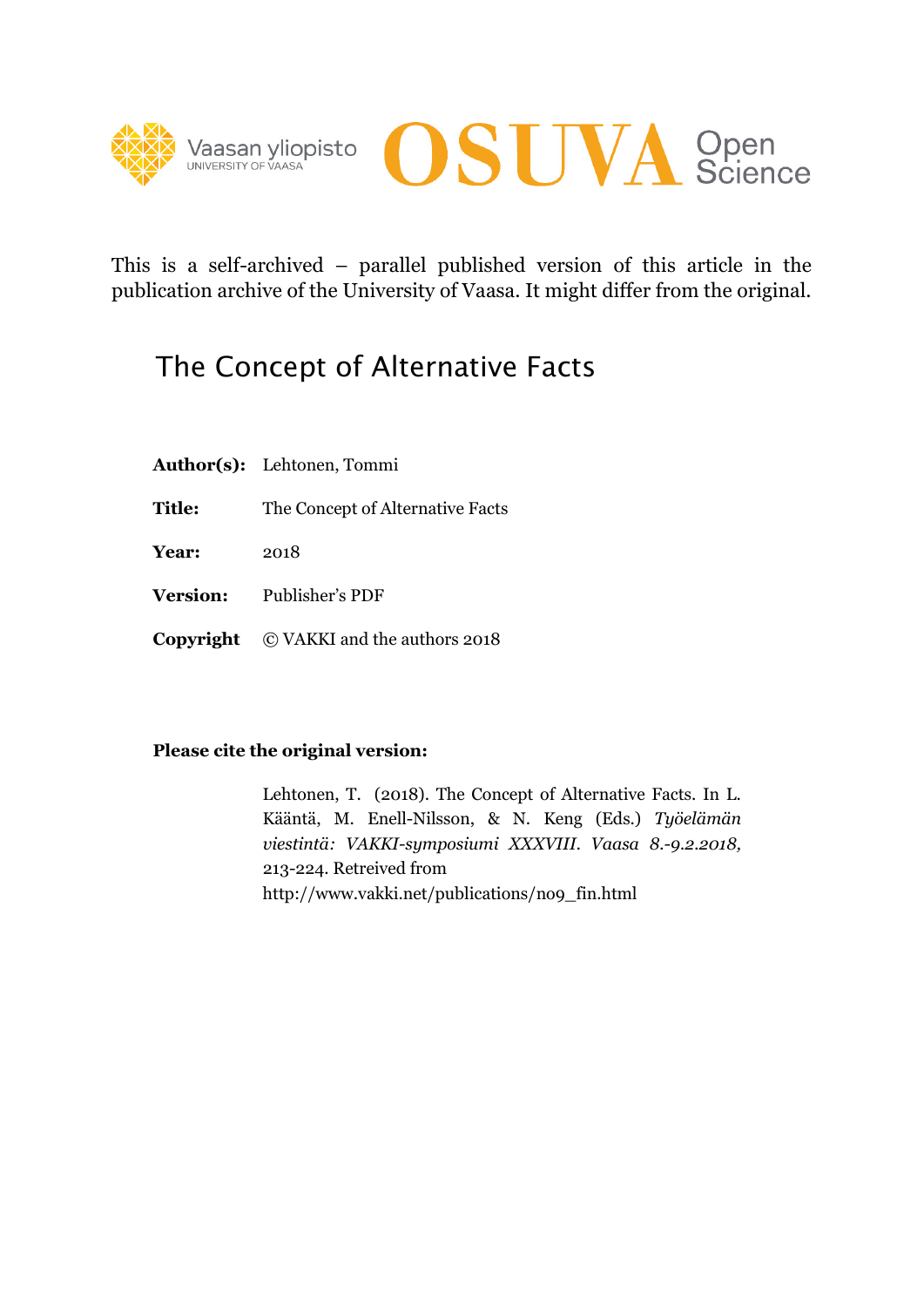This is a self-archived – parallel published version of this article in the publication archive of the University of Vaasa. It might differ from the original.

# The Concept of Alternative Facts

**Author(s):** Lehtonen, Tommi

**Title:** The Concept of Alternative Facts

**Year:** 2018

**Version:** Publisher's PDF

**Copyright** © VAKKI and the authors 2018

**Please cite the original version:**

Lehtonen, T. (2018). The Concept of Alternative Facts. In L. Kääntä, M. Enell-Nilsson, & N. Keng (Eds.) *Työelämän viestintä: VAKKI-symposiumi XXXVIII. Vaasa 8.-9.2.2018,* 213-224. Retreived from http://www.vakki.net/publications/no9_fin.html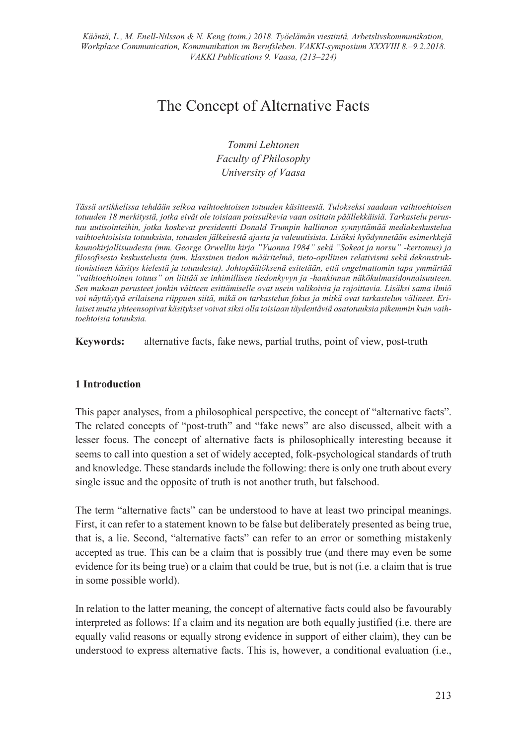*Kääntä, L., M. Enell-Nilsson & N. Keng (toim.) 2018. Työelämän viestintä, Arbetslivskommunikation, Workplace Communication, Kommunikation im Berufsleben. VAKKI-symposium XXXVIII 8.–9.2.2018. VAKKI Publications 9. Vaasa, (213–224)*

# The Concept of Alternative Facts

*Tommi Lehtonen*
*Faculty of Philosophy*
*University of Vaasa*

*Tässä artikkelissa tehdään selkoa vaihtoehtoisen totuuden käsitteestä. Tulokseksi saadaan vaihtoehtoisen totuuden 18 merkitystä, jotka eivät ole toisiaan poissulkevia vaan osittain päällekkäisiä. Tarkastelu perustuu uutisointeihin, jotka koskevat presidentti Donald Trumpin hallinnon synnyttämää mediakeskustelua vaihtoehtoisista totuuksista, totuuden jälkeisestä ajasta ja valeuutisista. Lisäksi hyödynnetään esimerkkejä kaunokirjallisuudesta (mm. George Orwellin kirja "Vuonna 1984" sekä "Sokeat ja norsu" -kertomus) ja filosofisesta keskustelusta (mm. klassinen tiedon määritelmä, tieto-opillinen relativismi sekä dekonstruktionistinen käsitys kielestä ja totuudesta). Johtopäätöksenä esitetään, että ongelmattomin tapa ymmärtää "vaihtoehtoinen totuus" on liittää se inhimillisen tiedonkyvyn ja -hankinnan näkökulmasidonnaisuuteen. Sen mukaan perusteet jonkin väitteen esittämiselle ovat usein valikoivia ja rajoittavia. Lisäksi sama ilmiö voi näyttäytyä erilaisena riippuen siitä, mikä on tarkastelun fokus ja mitkä ovat tarkastelun välineet. Erilaiset mutta yhteensopivat käsitykset voivat siksi olla toisiaan täydentäviä osatotuuksia pikemmin kuin vaihtoehtoisia totuuksia.*

**Keywords:** alternative facts, fake news, partial truths, point of view, post-truth

## 1 Introduction

This paper analyses, from a philosophical perspective, the concept of "alternative facts". The related concepts of "post-truth" and "fake news" are also discussed, albeit with a lesser focus. The concept of alternative facts is philosophically interesting because it seems to call into question a set of widely accepted, folk-psychological standards of truth and knowledge. These standards include the following: there is only one truth about every single issue and the opposite of truth is not another truth, but falsehood.

The term "alternative facts" can be understood to have at least two principal meanings. First, it can refer to a statement known to be false but deliberately presented as being true, that is, a lie. Second, "alternative facts" can refer to an error or something mistakenly accepted as true. This can be a claim that is possibly true (and there may even be some evidence for its being true) or a claim that could be true, but is not (i.e. a claim that is true in some possible world).

In relation to the latter meaning, the concept of alternative facts could also be favourably interpreted as follows: If a claim and its negation are both equally justified (i.e. there are equally valid reasons or equally strong evidence in support of either claim), they can be understood to express alternative facts. This is, however, a conditional evaluation (i.e.,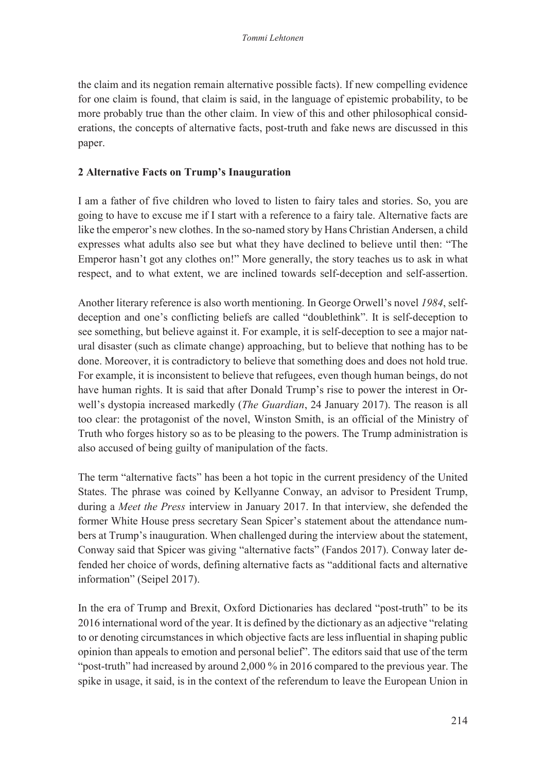the claim and its negation remain alternative possible facts). If new compelling evidence for one claim is found, that claim is said, in the language of epistemic probability, to be more probably true than the other claim. In view of this and other philosophical considerations, the concepts of alternative facts, post-truth and fake news are discussed in this paper.

## 2 Alternative Facts on Trump's Inauguration

I am a father of five children who loved to listen to fairy tales and stories. So, you are going to have to excuse me if I start with a reference to a fairy tale. Alternative facts are like the emperor's new clothes. In the so-named story by Hans Christian Andersen, a child expresses what adults also see but what they have declined to believe until then: "The Emperor hasn't got any clothes on!" More generally, the story teaches us to ask in what respect, and to what extent, we are inclined towards self-deception and self-assertion.

Another literary reference is also worth mentioning. In George Orwell's novel *1984*, self-deception and one's conflicting beliefs are called "doublethink". It is self-deception to see something, but believe against it. For example, it is self-deception to see a major natural disaster (such as climate change) approaching, but to believe that nothing has to be done. Moreover, it is contradictory to believe that something does and does not hold true. For example, it is inconsistent to believe that refugees, even though human beings, do not have human rights. It is said that after Donald Trump's rise to power the interest in Orwell's dystopia increased markedly (*The Guardian*, 24 January 2017). The reason is all too clear: the protagonist of the novel, Winston Smith, is an official of the Ministry of Truth who forges history so as to be pleasing to the powers. The Trump administration is also accused of being guilty of manipulation of the facts.

The term "alternative facts" has been a hot topic in the current presidency of the United States. The phrase was coined by Kellyanne Conway, an advisor to President Trump, during a *Meet the Press* interview in January 2017. In that interview, she defended the former White House press secretary Sean Spicer's statement about the attendance numbers at Trump's inauguration. When challenged during the interview about the statement, Conway said that Spicer was giving "alternative facts" (Fandos 2017). Conway later defended her choice of words, defining alternative facts as "additional facts and alternative information" (Seipel 2017).

In the era of Trump and Brexit, Oxford Dictionaries has declared "post-truth" to be its 2016 international word of the year. It is defined by the dictionary as an adjective "relating to or denoting circumstances in which objective facts are less influential in shaping public opinion than appeals to emotion and personal belief". The editors said that use of the term "post-truth" had increased by around 2,000 % in 2016 compared to the previous year. The spike in usage, it said, is in the context of the referendum to leave the European Union in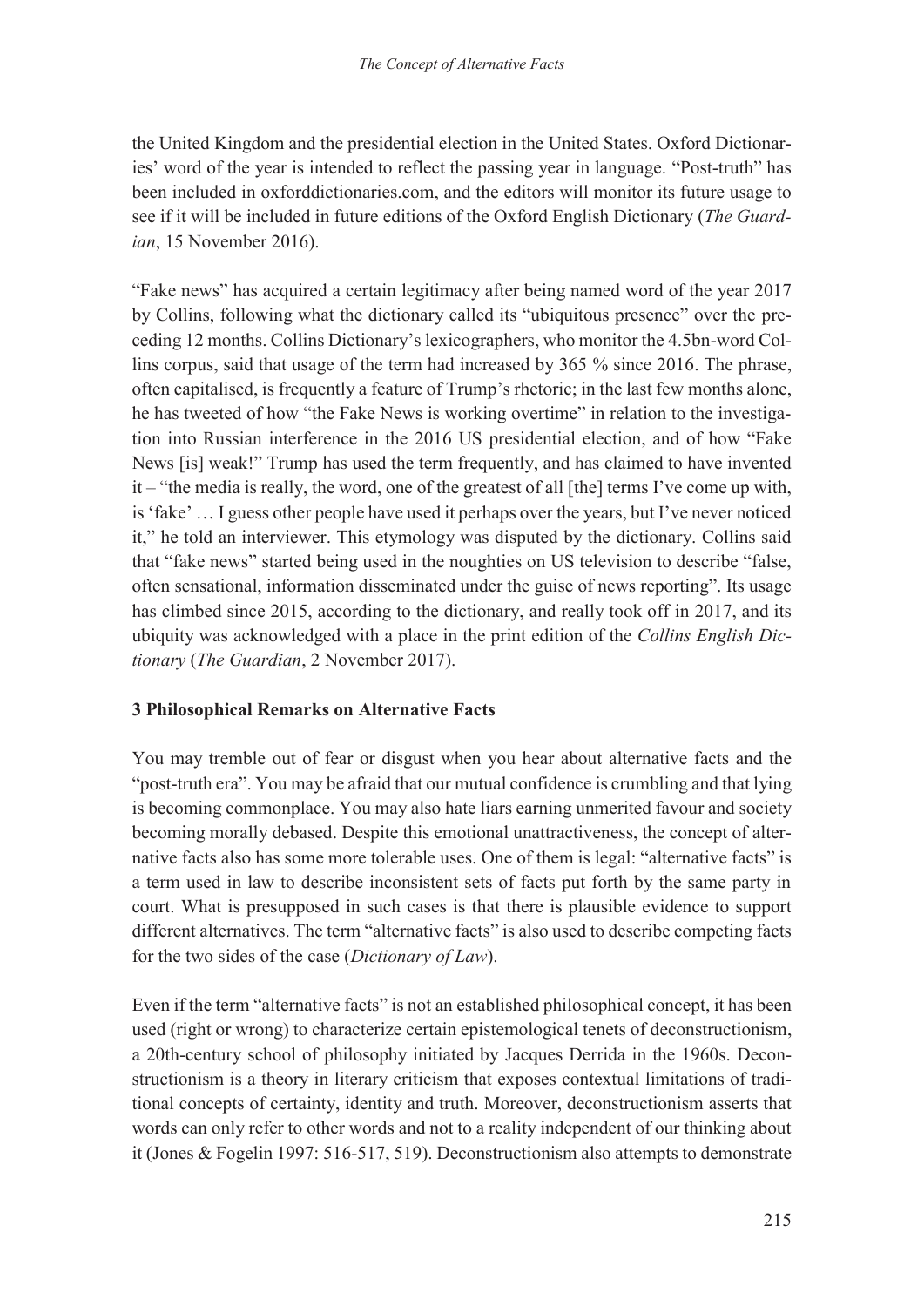the United Kingdom and the presidential election in the United States. Oxford Dictionaries' word of the year is intended to reflect the passing year in language. "Post-truth" has been included in oxforddictionaries.com, and the editors will monitor its future usage to see if it will be included in future editions of the Oxford English Dictionary (*The Guardian*, 15 November 2016).

"Fake news" has acquired a certain legitimacy after being named word of the year 2017 by Collins, following what the dictionary called its "ubiquitous presence" over the preceding 12 months. Collins Dictionary's lexicographers, who monitor the 4.5bn-word Collins corpus, said that usage of the term had increased by 365 % since 2016. The phrase, often capitalised, is frequently a feature of Trump's rhetoric; in the last few months alone, he has tweeted of how "the Fake News is working overtime" in relation to the investigation into Russian interference in the 2016 US presidential election, and of how "Fake News [is] weak!" Trump has used the term frequently, and has claimed to have invented it – "the media is really, the word, one of the greatest of all [the] terms I've come up with, is 'fake' … I guess other people have used it perhaps over the years, but I've never noticed it," he told an interviewer. This etymology was disputed by the dictionary. Collins said that "fake news" started being used in the noughties on US television to describe "false, often sensational, information disseminated under the guise of news reporting". Its usage has climbed since 2015, according to the dictionary, and really took off in 2017, and its ubiquity was acknowledged with a place in the print edition of the *Collins English Dictionary* (*The Guardian*, 2 November 2017).

## 3 Philosophical Remarks on Alternative Facts

You may tremble out of fear or disgust when you hear about alternative facts and the "post-truth era". You may be afraid that our mutual confidence is crumbling and that lying is becoming commonplace. You may also hate liars earning unmerited favour and society becoming morally debased. Despite this emotional unattractiveness, the concept of alternative facts also has some more tolerable uses. One of them is legal: "alternative facts" is a term used in law to describe inconsistent sets of facts put forth by the same party in court. What is presupposed in such cases is that there is plausible evidence to support different alternatives. The term "alternative facts" is also used to describe competing facts for the two sides of the case (*Dictionary of Law*).

Even if the term "alternative facts" is not an established philosophical concept, it has been used (right or wrong) to characterize certain epistemological tenets of deconstructionism, a 20th-century school of philosophy initiated by Jacques Derrida in the 1960s. Deconstructionism is a theory in literary criticism that exposes contextual limitations of traditional concepts of certainty, identity and truth. Moreover, deconstructionism asserts that words can only refer to other words and not to a reality independent of our thinking about it (Jones & Fogelin 1997: 516-517, 519). Deconstructionism also attempts to demonstrate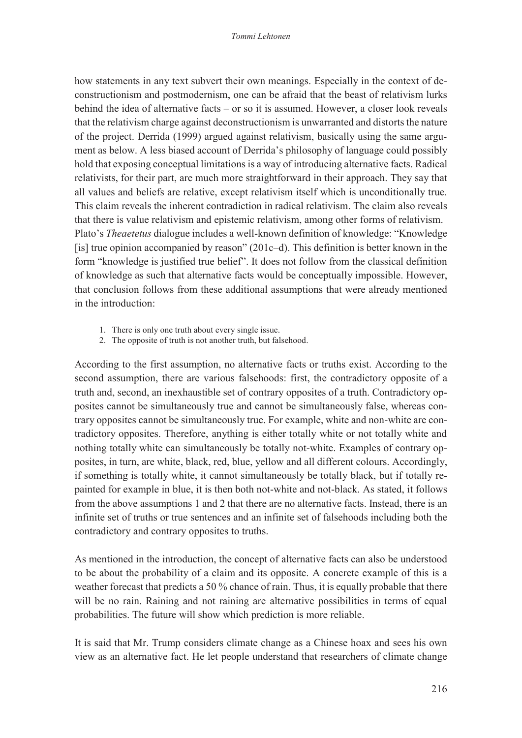how statements in any text subvert their own meanings. Especially in the context of deconstructionism and postmodernism, one can be afraid that the beast of relativism lurks behind the idea of alternative facts – or so it is assumed. However, a closer look reveals that the relativism charge against deconstructionism is unwarranted and distorts the nature of the project. Derrida (1999) argued against relativism, basically using the same argument as below. A less biased account of Derrida's philosophy of language could possibly hold that exposing conceptual limitations is a way of introducing alternative facts. Radical relativists, for their part, are much more straightforward in their approach. They say that all values and beliefs are relative, except relativism itself which is unconditionally true. This claim reveals the inherent contradiction in radical relativism. The claim also reveals that there is value relativism and epistemic relativism, among other forms of relativism.

Plato's *Theaetetus* dialogue includes a well-known definition of knowledge: "Knowledge [is] true opinion accompanied by reason" (201c–d). This definition is better known in the form "knowledge is justified true belief". It does not follow from the classical definition of knowledge as such that alternative facts would be conceptually impossible. However, that conclusion follows from these additional assumptions that were already mentioned in the introduction:

1. There is only one truth about every single issue.
2. The opposite of truth is not another truth, but falsehood.

According to the first assumption, no alternative facts or truths exist. According to the second assumption, there are various falsehoods: first, the contradictory opposite of a truth and, second, an inexhaustible set of contrary opposites of a truth. Contradictory opposites cannot be simultaneously true and cannot be simultaneously false, whereas contrary opposites cannot be simultaneously true. For example, white and non-white are contradictory opposites. Therefore, anything is either totally white or not totally white and nothing totally white can simultaneously be totally not-white. Examples of contrary opposites, in turn, are white, black, red, blue, yellow and all different colours. Accordingly, if something is totally white, it cannot simultaneously be totally black, but if totally repainted for example in blue, it is then both not-white and not-black. As stated, it follows from the above assumptions 1 and 2 that there are no alternative facts. Instead, there is an infinite set of truths or true sentences and an infinite set of falsehoods including both the contradictory and contrary opposites to truths.

As mentioned in the introduction, the concept of alternative facts can also be understood to be about the probability of a claim and its opposite. A concrete example of this is a weather forecast that predicts a 50 % chance of rain. Thus, it is equally probable that there will be no rain. Raining and not raining are alternative possibilities in terms of equal probabilities. The future will show which prediction is more reliable.

It is said that Mr. Trump considers climate change as a Chinese hoax and sees his own view as an alternative fact. He let people understand that researchers of climate change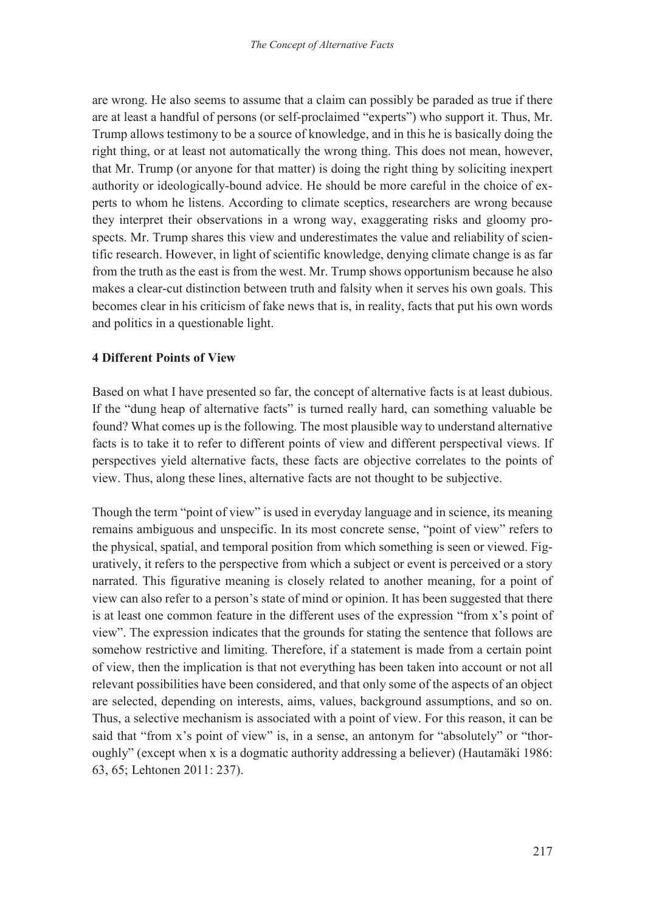are wrong. He also seems to assume that a claim can possibly be paraded as true if there are at least a handful of persons (or self-proclaimed "experts") who support it. Thus, Mr. Trump allows testimony to be a source of knowledge, and in this he is basically doing the right thing, or at least not automatically the wrong thing. This does not mean, however, that Mr. Trump (or anyone for that matter) is doing the right thing by soliciting inexpert authority or ideologically-bound advice. He should be more careful in the choice of experts to whom he listens. According to climate sceptics, researchers are wrong because they interpret their observations in a wrong way, exaggerating risks and gloomy prospects. Mr. Trump shares this view and underestimates the value and reliability of scientific research. However, in light of scientific knowledge, denying climate change is as far from the truth as the east is from the west. Mr. Trump shows opportunism because he also makes a clear-cut distinction between truth and falsity when it serves his own goals. This becomes clear in his criticism of fake news that is, in reality, facts that put his own words and politics in a questionable light.

## 4 Different Points of View

Based on what I have presented so far, the concept of alternative facts is at least dubious. If the "dung heap of alternative facts" is turned really hard, can something valuable be found? What comes up is the following. The most plausible way to understand alternative facts is to take it to refer to different points of view and different perspectival views. If perspectives yield alternative facts, these facts are objective correlates to the points of view. Thus, along these lines, alternative facts are not thought to be subjective.

Though the term "point of view" is used in everyday language and in science, its meaning remains ambiguous and unspecific. In its most concrete sense, "point of view" refers to the physical, spatial, and temporal position from which something is seen or viewed. Figuratively, it refers to the perspective from which a subject or event is perceived or a story narrated. This figurative meaning is closely related to another meaning, for a point of view can also refer to a person's state of mind or opinion. It has been suggested that there is at least one common feature in the different uses of the expression "from x's point of view". The expression indicates that the grounds for stating the sentence that follows are somehow restrictive and limiting. Therefore, if a statement is made from a certain point of view, then the implication is that not everything has been taken into account or not all relevant possibilities have been considered, and that only some of the aspects of an object are selected, depending on interests, aims, values, background assumptions, and so on. Thus, a selective mechanism is associated with a point of view. For this reason, it can be said that "from x's point of view" is, in a sense, an antonym for "absolutely" or "thoroughly" (except when x is a dogmatic authority addressing a believer) (Hautamäki 1986: 63, 65; Lehtonen 2011: 237).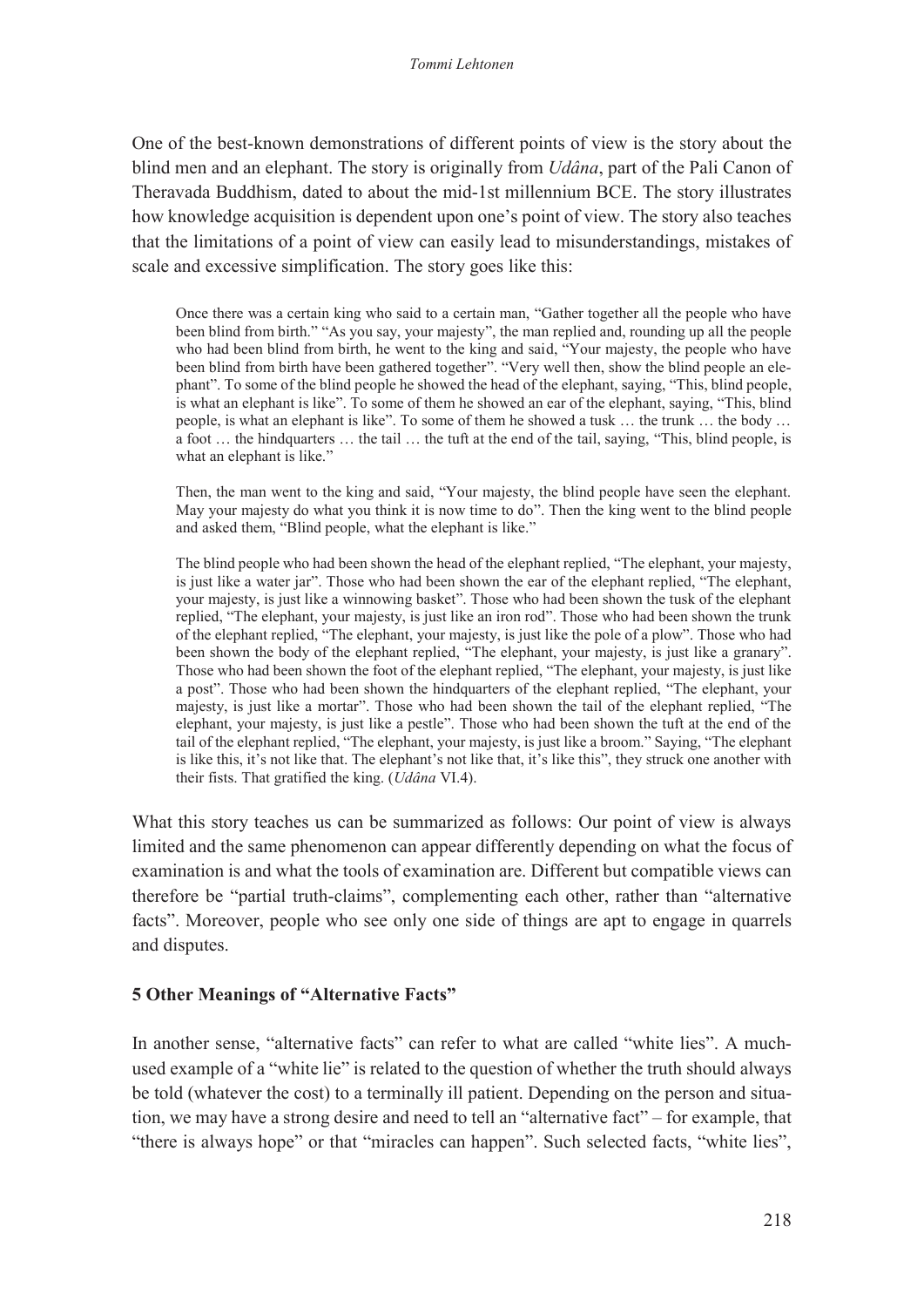One of the best-known demonstrations of different points of view is the story about the blind men and an elephant. The story is originally from *Udâna*, part of the Pali Canon of Theravada Buddhism, dated to about the mid-1st millennium BCE. The story illustrates how knowledge acquisition is dependent upon one's point of view. The story also teaches that the limitations of a point of view can easily lead to misunderstandings, mistakes of scale and excessive simplification. The story goes like this:

> Once there was a certain king who said to a certain man, "Gather together all the people who have been blind from birth." "As you say, your majesty", the man replied and, rounding up all the people who had been blind from birth, he went to the king and said, "Your majesty, the people who have been blind from birth have been gathered together". "Very well then, show the blind people an elephant". To some of the blind people he showed the head of the elephant, saying, "This, blind people, is what an elephant is like". To some of them he showed an ear of the elephant, saying, "This, blind people, is what an elephant is like". To some of them he showed a tusk … the trunk … the body … a foot … the hindquarters … the tail … the tuft at the end of the tail, saying, "This, blind people, is what an elephant is like."
>
> Then, the man went to the king and said, "Your majesty, the blind people have seen the elephant. May your majesty do what you think it is now time to do". Then the king went to the blind people and asked them, "Blind people, what the elephant is like."
>
> The blind people who had been shown the head of the elephant replied, "The elephant, your majesty, is just like a water jar". Those who had been shown the ear of the elephant replied, "The elephant, your majesty, is just like a winnowing basket". Those who had been shown the tusk of the elephant replied, "The elephant, your majesty, is just like an iron rod". Those who had been shown the trunk of the elephant replied, "The elephant, your majesty, is just like the pole of a plow". Those who had been shown the body of the elephant replied, "The elephant, your majesty, is just like a granary". Those who had been shown the foot of the elephant replied, "The elephant, your majesty, is just like a post". Those who had been shown the hindquarters of the elephant replied, "The elephant, your majesty, is just like a mortar". Those who had been shown the tail of the elephant replied, "The elephant, your majesty, is just like a pestle". Those who had been shown the tuft at the end of the tail of the elephant replied, "The elephant, your majesty, is just like a broom." Saying, "The elephant is like this, it's not like that. The elephant's not like that, it's like this", they struck one another with their fists. That gratified the king. (*Udâna* VI.4).

What this story teaches us can be summarized as follows: Our point of view is always limited and the same phenomenon can appear differently depending on what the focus of examination is and what the tools of examination are. Different but compatible views can therefore be "partial truth-claims", complementing each other, rather than "alternative facts". Moreover, people who see only one side of things are apt to engage in quarrels and disputes.

### 5 Other Meanings of "Alternative Facts"

In another sense, "alternative facts" can refer to what are called "white lies". A much-used example of a "white lie" is related to the question of whether the truth should always be told (whatever the cost) to a terminally ill patient. Depending on the person and situation, we may have a strong desire and need to tell an "alternative fact" – for example, that "there is always hope" or that "miracles can happen". Such selected facts, "white lies",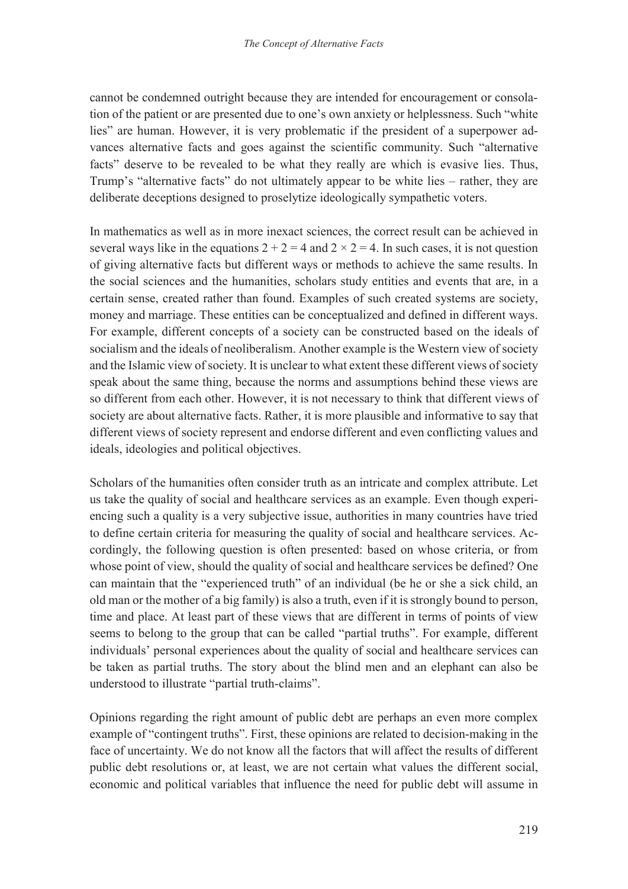cannot be condemned outright because they are intended for encouragement or consolation of the patient or are presented due to one's own anxiety or helplessness. Such "white lies" are human. However, it is very problematic if the president of a superpower advances alternative facts and goes against the scientific community. Such "alternative facts" deserve to be revealed to be what they really are which is evasive lies. Thus, Trump's "alternative facts" do not ultimately appear to be white lies – rather, they are deliberate deceptions designed to proselytize ideologically sympathetic voters.

In mathematics as well as in more inexact sciences, the correct result can be achieved in several ways like in the equations $2 + 2 = 4$ and $2 \times 2 = 4$. In such cases, it is not question of giving alternative facts but different ways or methods to achieve the same results. In the social sciences and the humanities, scholars study entities and events that are, in a certain sense, created rather than found. Examples of such created systems are society, money and marriage. These entities can be conceptualized and defined in different ways. For example, different concepts of a society can be constructed based on the ideals of socialism and the ideals of neoliberalism. Another example is the Western view of society and the Islamic view of society. It is unclear to what extent these different views of society speak about the same thing, because the norms and assumptions behind these views are so different from each other. However, it is not necessary to think that different views of society are about alternative facts. Rather, it is more plausible and informative to say that different views of society represent and endorse different and even conflicting values and ideals, ideologies and political objectives.

Scholars of the humanities often consider truth as an intricate and complex attribute. Let us take the quality of social and healthcare services as an example. Even though experiencing such a quality is a very subjective issue, authorities in many countries have tried to define certain criteria for measuring the quality of social and healthcare services. Accordingly, the following question is often presented: based on whose criteria, or from whose point of view, should the quality of social and healthcare services be defined? One can maintain that the "experienced truth" of an individual (be he or she a sick child, an old man or the mother of a big family) is also a truth, even if it is strongly bound to person, time and place. At least part of these views that are different in terms of points of view seems to belong to the group that can be called "partial truths". For example, different individuals' personal experiences about the quality of social and healthcare services can be taken as partial truths. The story about the blind men and an elephant can also be understood to illustrate "partial truth-claims".

Opinions regarding the right amount of public debt are perhaps an even more complex example of "contingent truths". First, these opinions are related to decision-making in the face of uncertainty. We do not know all the factors that will affect the results of different public debt resolutions or, at least, we are not certain what values the different social, economic and political variables that influence the need for public debt will assume in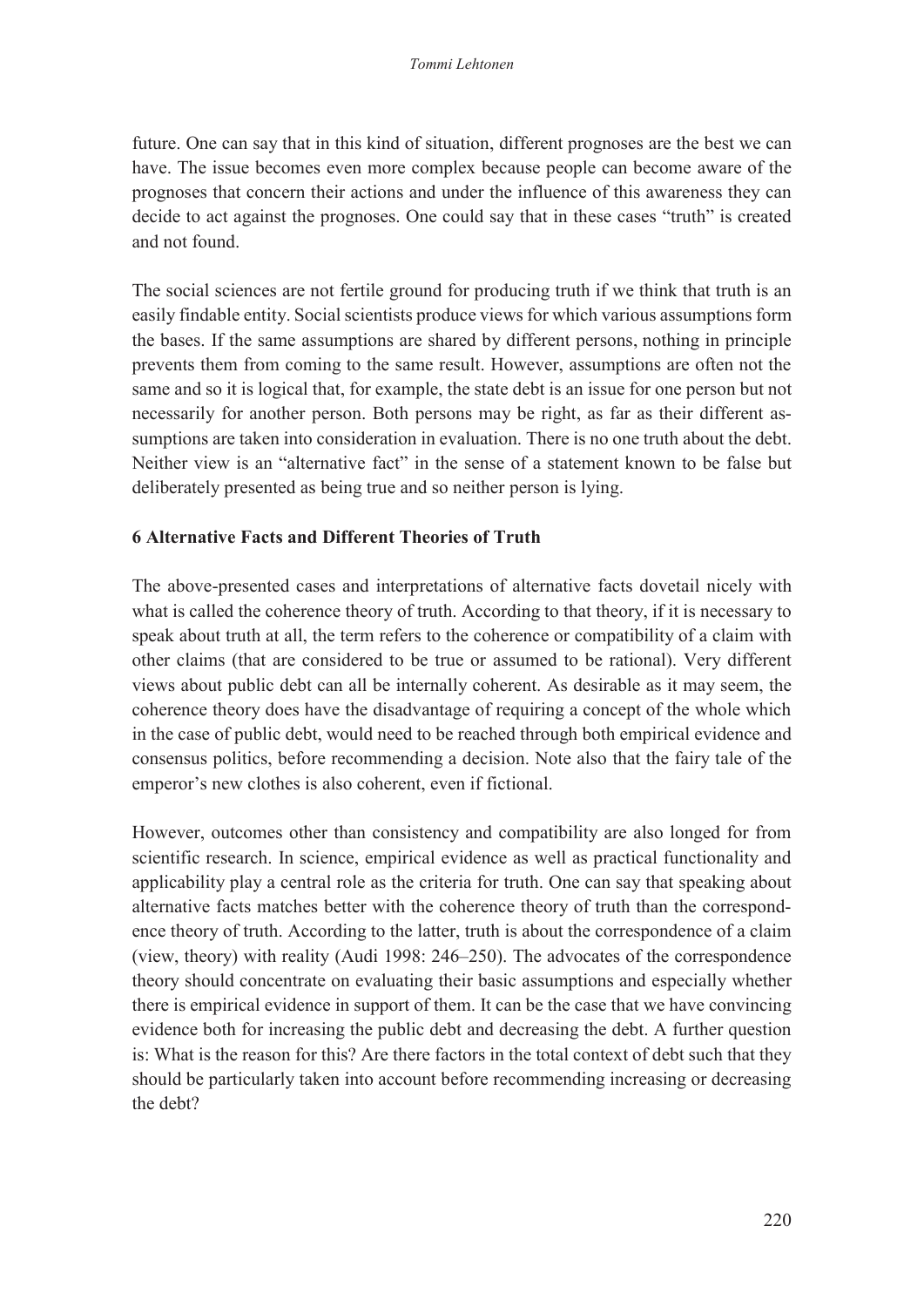future. One can say that in this kind of situation, different prognoses are the best we can have. The issue becomes even more complex because people can become aware of the prognoses that concern their actions and under the influence of this awareness they can decide to act against the prognoses. One could say that in these cases "truth" is created and not found.

The social sciences are not fertile ground for producing truth if we think that truth is an easily findable entity. Social scientists produce views for which various assumptions form the bases. If the same assumptions are shared by different persons, nothing in principle prevents them from coming to the same result. However, assumptions are often not the same and so it is logical that, for example, the state debt is an issue for one person but not necessarily for another person. Both persons may be right, as far as their different assumptions are taken into consideration in evaluation. There is no one truth about the debt. Neither view is an "alternative fact" in the sense of a statement known to be false but deliberately presented as being true and so neither person is lying.

## 6 Alternative Facts and Different Theories of Truth

The above-presented cases and interpretations of alternative facts dovetail nicely with what is called the coherence theory of truth. According to that theory, if it is necessary to speak about truth at all, the term refers to the coherence or compatibility of a claim with other claims (that are considered to be true or assumed to be rational). Very different views about public debt can all be internally coherent. As desirable as it may seem, the coherence theory does have the disadvantage of requiring a concept of the whole which in the case of public debt, would need to be reached through both empirical evidence and consensus politics, before recommending a decision. Note also that the fairy tale of the emperor's new clothes is also coherent, even if fictional.

However, outcomes other than consistency and compatibility are also longed for from scientific research. In science, empirical evidence as well as practical functionality and applicability play a central role as the criteria for truth. One can say that speaking about alternative facts matches better with the coherence theory of truth than the correspondence theory of truth. According to the latter, truth is about the correspondence of a claim (view, theory) with reality (Audi 1998: 246–250). The advocates of the correspondence theory should concentrate on evaluating their basic assumptions and especially whether there is empirical evidence in support of them. It can be the case that we have convincing evidence both for increasing the public debt and decreasing the debt. A further question is: What is the reason for this? Are there factors in the total context of debt such that they should be particularly taken into account before recommending increasing or decreasing the debt?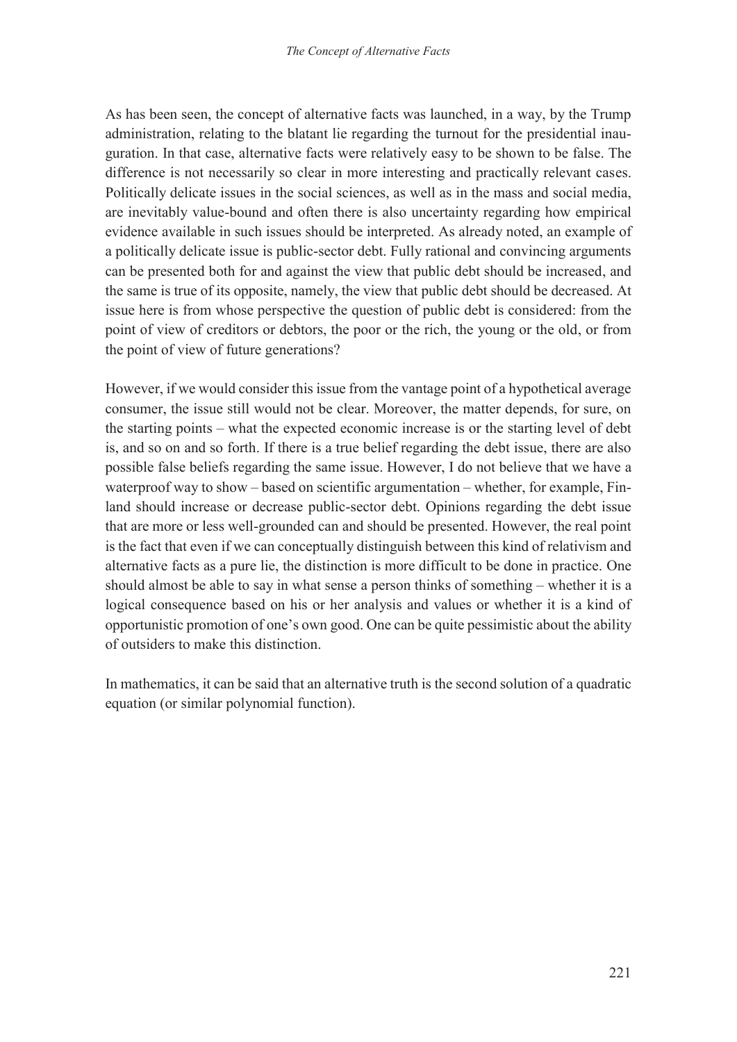As has been seen, the concept of alternative facts was launched, in a way, by the Trump administration, relating to the blatant lie regarding the turnout for the presidential inauguration. In that case, alternative facts were relatively easy to be shown to be false. The difference is not necessarily so clear in more interesting and practically relevant cases. Politically delicate issues in the social sciences, as well as in the mass and social media, are inevitably value-bound and often there is also uncertainty regarding how empirical evidence available in such issues should be interpreted. As already noted, an example of a politically delicate issue is public-sector debt. Fully rational and convincing arguments can be presented both for and against the view that public debt should be increased, and the same is true of its opposite, namely, the view that public debt should be decreased. At issue here is from whose perspective the question of public debt is considered: from the point of view of creditors or debtors, the poor or the rich, the young or the old, or from the point of view of future generations?

However, if we would consider this issue from the vantage point of a hypothetical average consumer, the issue still would not be clear. Moreover, the matter depends, for sure, on the starting points – what the expected economic increase is or the starting level of debt is, and so on and so forth. If there is a true belief regarding the debt issue, there are also possible false beliefs regarding the same issue. However, I do not believe that we have a waterproof way to show – based on scientific argumentation – whether, for example, Finland should increase or decrease public-sector debt. Opinions regarding the debt issue that are more or less well-grounded can and should be presented. However, the real point is the fact that even if we can conceptually distinguish between this kind of relativism and alternative facts as a pure lie, the distinction is more difficult to be done in practice. One should almost be able to say in what sense a person thinks of something – whether it is a logical consequence based on his or her analysis and values or whether it is a kind of opportunistic promotion of one's own good. One can be quite pessimistic about the ability of outsiders to make this distinction.

In mathematics, it can be said that an alternative truth is the second solution of a quadratic equation (or similar polynomial function).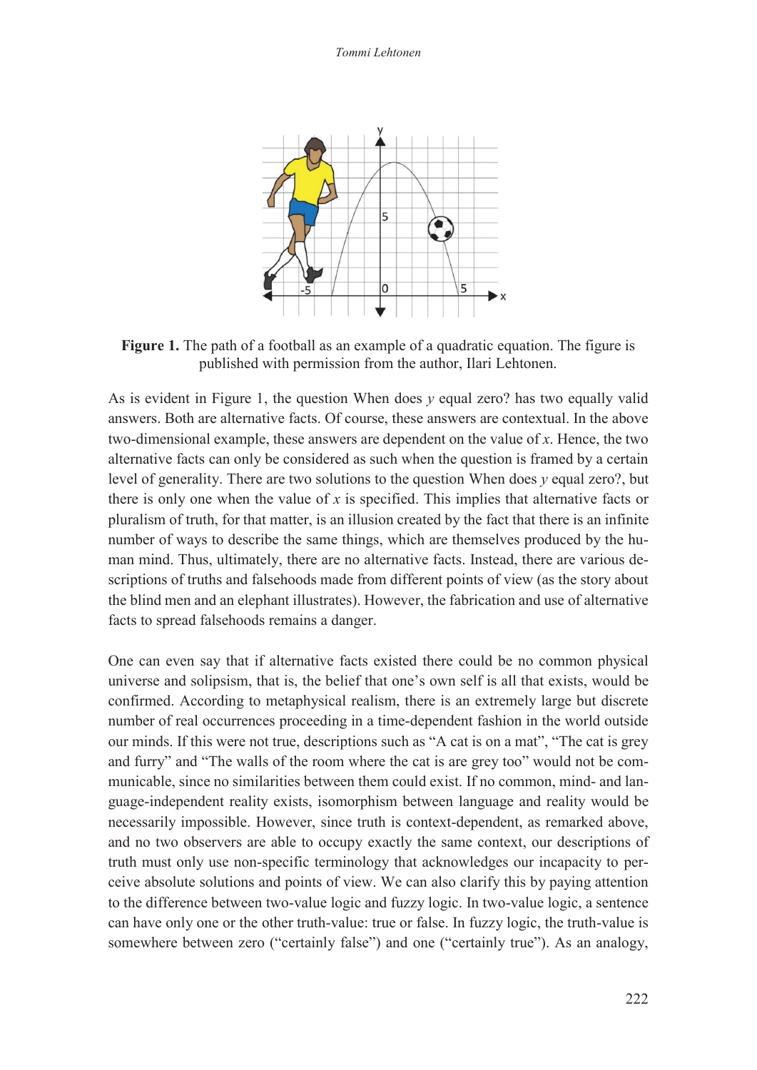**Figure 1.** The path of a football as an example of a quadratic equation. The figure is published with permission from the author, Ilari Lehtonen.

As is evident in Figure 1, the question When does $y$ equal zero? has two equally valid answers. Both are alternative facts. Of course, these answers are contextual. In the above two-dimensional example, these answers are dependent on the value of $x$. Hence, the two alternative facts can only be considered as such when the question is framed by a certain level of generality. There are two solutions to the question When does $y$ equal zero?, but there is only one when the value of $x$ is specified. This implies that alternative facts or pluralism of truth, for that matter, is an illusion created by the fact that there is an infinite number of ways to describe the same things, which are themselves produced by the human mind. Thus, ultimately, there are no alternative facts. Instead, there are various descriptions of truths and falsehoods made from different points of view (as the story about the blind men and an elephant illustrates). However, the fabrication and use of alternative facts to spread falsehoods remains a danger.

One can even say that if alternative facts existed there could be no common physical universe and solipsism, that is, the belief that one's own self is all that exists, would be confirmed. According to metaphysical realism, there is an extremely large but discrete number of real occurrences proceeding in a time-dependent fashion in the world outside our minds. If this were not true, descriptions such as "A cat is on a mat", "The cat is grey and furry" and "The walls of the room where the cat is are grey too" would not be communicable, since no similarities between them could exist. If no common, mind- and language-independent reality exists, isomorphism between language and reality would be necessarily impossible. However, since truth is context-dependent, as remarked above, and no two observers are able to occupy exactly the same context, our descriptions of truth must only use non-specific terminology that acknowledges our incapacity to perceive absolute solutions and points of view. We can also clarify this by paying attention to the difference between two-value logic and fuzzy logic. In two-value logic, a sentence can have only one or the other truth-value: true or false. In fuzzy logic, the truth-value is somewhere between zero ("certainly false") and one ("certainly true"). As an analogy,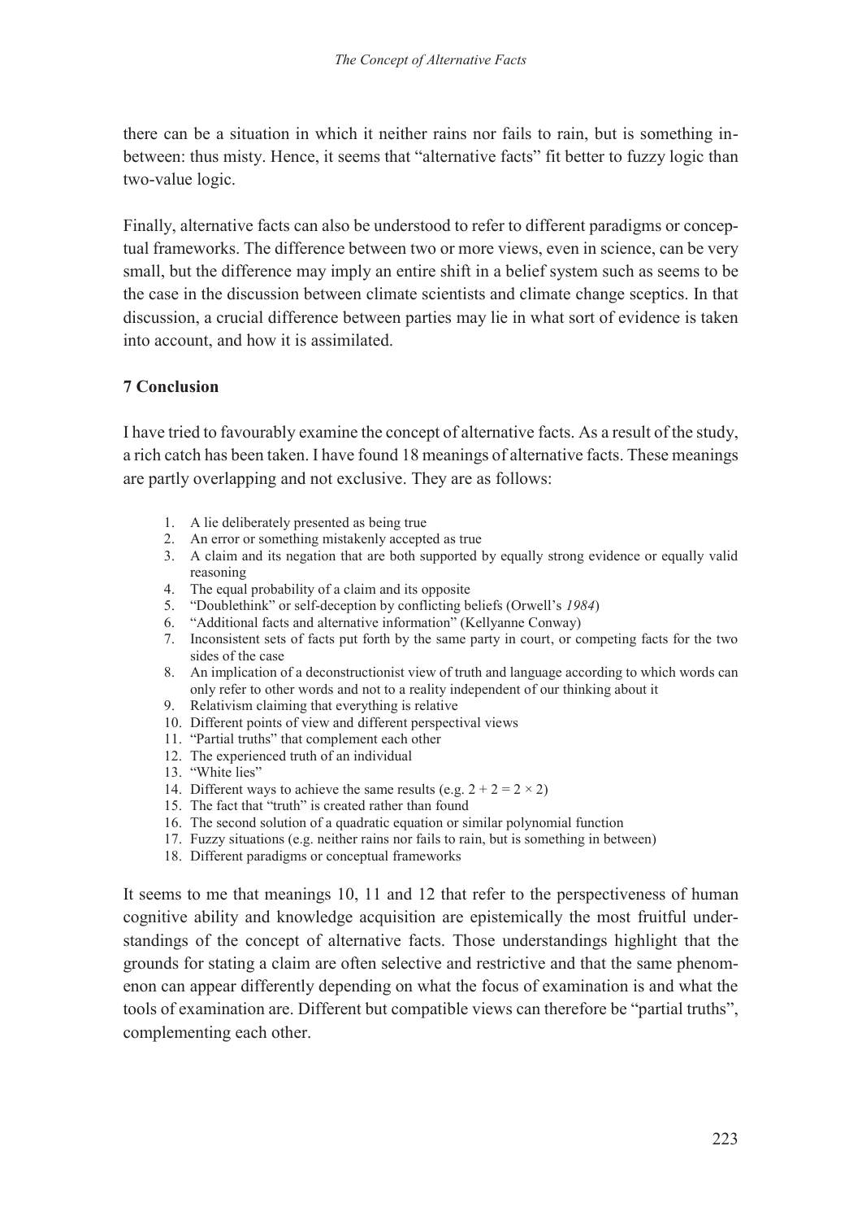there can be a situation in which it neither rains nor fails to rain, but is something in-between: thus misty. Hence, it seems that "alternative facts" fit better to fuzzy logic than two-value logic.

Finally, alternative facts can also be understood to refer to different paradigms or conceptual frameworks. The difference between two or more views, even in science, can be very small, but the difference may imply an entire shift in a belief system such as seems to be the case in the discussion between climate scientists and climate change sceptics. In that discussion, a crucial difference between parties may lie in what sort of evidence is taken into account, and how it is assimilated.

## 7 Conclusion

I have tried to favourably examine the concept of alternative facts. As a result of the study, a rich catch has been taken. I have found 18 meanings of alternative facts. These meanings are partly overlapping and not exclusive. They are as follows:

1. A lie deliberately presented as being true
2. An error or something mistakenly accepted as true
3. A claim and its negation that are both supported by equally strong evidence or equally valid reasoning
4. The equal probability of a claim and its opposite
5. "Doublethink" or self-deception by conflicting beliefs (Orwell's *1984*)
6. "Additional facts and alternative information" (Kellyanne Conway)
7. Inconsistent sets of facts put forth by the same party in court, or competing facts for the two sides of the case
8. An implication of a deconstructionist view of truth and language according to which words can only refer to other words and not to a reality independent of our thinking about it
9. Relativism claiming that everything is relative
10. Different points of view and different perspectival views
11. "Partial truths" that complement each other
12. The experienced truth of an individual
13. "White lies"
14. Different ways to achieve the same results (e.g. $2 + 2 = 2 \times 2$)
15. The fact that "truth" is created rather than found
16. The second solution of a quadratic equation or similar polynomial function
17. Fuzzy situations (e.g. neither rains nor fails to rain, but is something in between)
18. Different paradigms or conceptual frameworks

It seems to me that meanings 10, 11 and 12 that refer to the perspectiveness of human cognitive ability and knowledge acquisition are epistemically the most fruitful understandings of the concept of alternative facts. Those understandings highlight that the grounds for stating a claim are often selective and restrictive and that the same phenomenon can appear differently depending on what the focus of examination is and what the tools of examination are. Different but compatible views can therefore be "partial truths", complementing each other.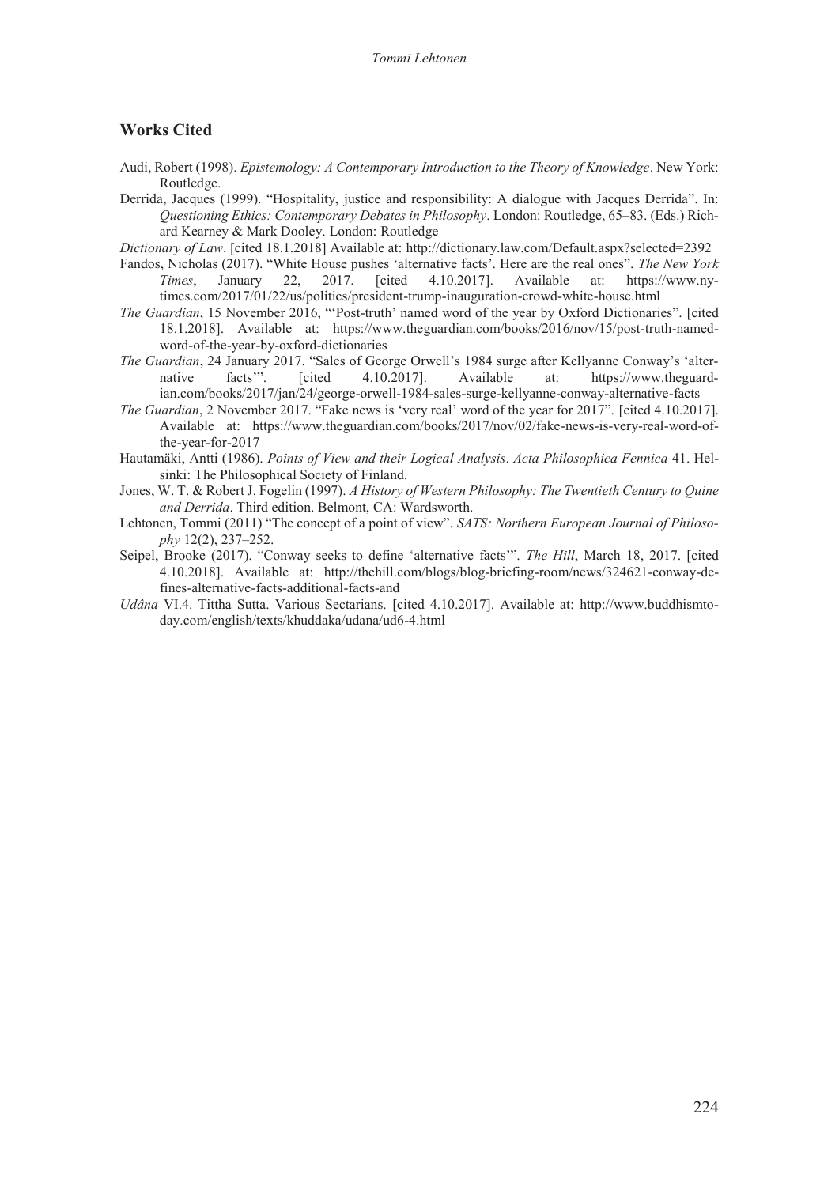## Works Cited

Audi, Robert (1998). *Epistemology: A Contemporary Introduction to the Theory of Knowledge*. New York: Routledge.

Derrida, Jacques (1999). "Hospitality, justice and responsibility: A dialogue with Jacques Derrida". In: *Questioning Ethics: Contemporary Debates in Philosophy*. London: Routledge, 65–83. (Eds.) Richard Kearney & Mark Dooley. London: Routledge

*Dictionary of Law*. [cited 18.1.2018] Available at: http://dictionary.law.com/Default.aspx?selected=2392

Fandos, Nicholas (2017). "White House pushes 'alternative facts'. Here are the real ones". *The New York Times*, January 22, 2017. [cited 4.10.2017]. Available at: https://www.nytimes.com/2017/01/22/us/politics/president-trump-inauguration-crowd-white-house.html

*The Guardian*, 15 November 2016, "'Post-truth' named word of the year by Oxford Dictionaries". [cited 18.1.2018]. Available at: https://www.theguardian.com/books/2016/nov/15/post-truth-named-word-of-the-year-by-oxford-dictionaries

*The Guardian*, 24 January 2017. "Sales of George Orwell's 1984 surge after Kellyanne Conway's 'alternative facts'". [cited 4.10.2017]. Available at: https://www.theguardian.com/books/2017/jan/24/george-orwell-1984-sales-surge-kellyanne-conway-alternative-facts

*The Guardian*, 2 November 2017. "Fake news is 'very real' word of the year for 2017". [cited 4.10.2017]. Available at: https://www.theguardian.com/books/2017/nov/02/fake-news-is-very-real-word-of-the-year-for-2017

Hautamäki, Antti (1986). *Points of View and their Logical Analysis*. *Acta Philosophica Fennica* 41. Helsinki: The Philosophical Society of Finland.

Jones, W. T. & Robert J. Fogelin (1997). *A History of Western Philosophy: The Twentieth Century to Quine and Derrida*. Third edition. Belmont, CA: Wardsworth.

Lehtonen, Tommi (2011) "The concept of a point of view". *SATS: Northern European Journal of Philosophy* 12(2), 237–252.

Seipel, Brooke (2017). "Conway seeks to define 'alternative facts'". *The Hill*, March 18, 2017. [cited 4.10.2018]. Available at: http://thehill.com/blogs/blog-briefing-room/news/324621-conway-defines-alternative-facts-additional-facts-and

*Udâna* VI.4. Tittha Sutta. Various Sectarians. [cited 4.10.2017]. Available at: http://www.buddhismtoday.com/english/texts/khuddaka/udana/ud6-4.html